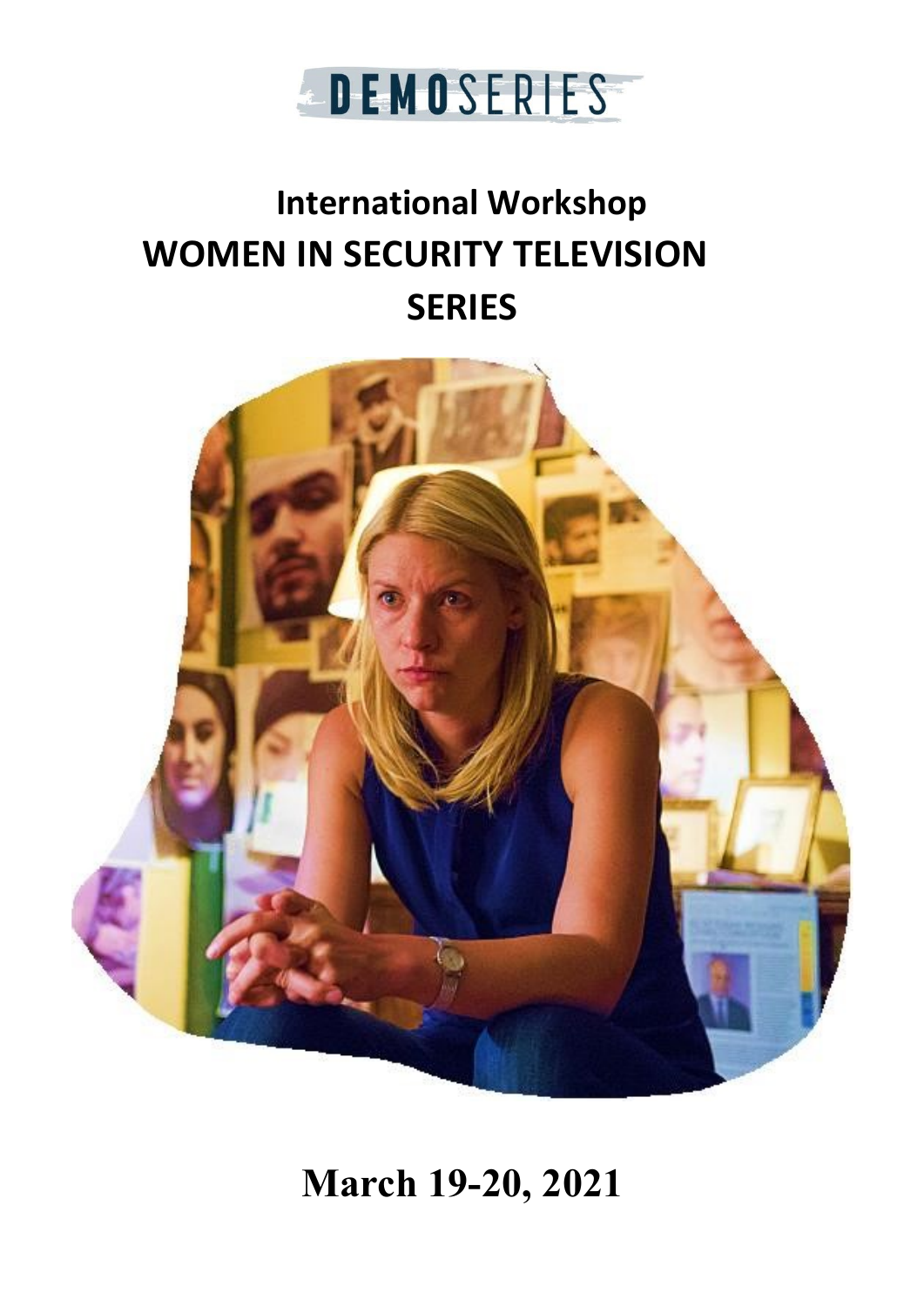DEMOSERIES

# International Workshop

# WOMEN IN SECURITY TELEVISION SERIES

## March 19-20, 2021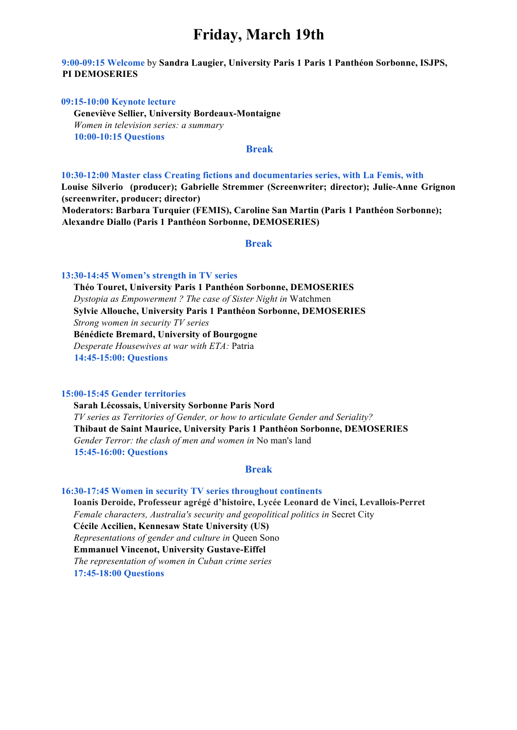# Friday, March 19th

**9:00-09:15 Welcome** by **Sandra Laugier, University Paris 1 Paris 1 Panthéon Sorbonne, ISJPS, PI DEMOSERIES**

**09:15-10:00 Keynote lecture**

**Geneviève Sellier, University Bordeaux-Montaigne**
*Women in television series: a summary*
**10:00-10:15 Questions**

**Break**

**10:30-12:00 Master class Creating fictions and documentaries series, with La Femis, with**
**Louise Silverio (producer); Gabrielle Stremmer (Screenwriter; director); Julie-Anne Grignon (screenwriter, producer; director)**
**Moderators: Barbara Turquier (FEMIS), Caroline San Martin (Paris 1 Panthéon Sorbonne); Alexandre Diallo (Paris 1 Panthéon Sorbonne, DEMOSERIES)**

**Break**

**13:30-14:45 Women's strength in TV series**

**Théo Touret, University Paris 1 Panthéon Sorbonne, DEMOSERIES**
*Dystopia as Empowerment ? The case of Sister Night in* Watchmen
**Sylvie Allouche, University Paris 1 Panthéon Sorbonne, DEMOSERIES**
*Strong women in security TV series*
**Bénédicte Bremard, University of Bourgogne**
*Desperate Housewives at war with ETA:* Patria
**14:45-15:00: Questions**

**15:00-15:45 Gender territories**

**Sarah Lécossais, University Sorbonne Paris Nord**
*TV series as Territories of Gender, or how to articulate Gender and Seriality?*
**Thibaut de Saint Maurice, University Paris 1 Panthéon Sorbonne, DEMOSERIES**
*Gender Terror: the clash of men and women in* No man's land
**15:45-16:00: Questions**

**Break**

**16:30-17:45 Women in security TV series throughout continents**

**Ioanis Deroide, Professeur agrégé d'histoire, Lycée Leonard de Vinci, Levallois-Perret**
*Female characters, Australia's security and geopolitical politics in* Secret City
**Cécile Accilien, Kennesaw State University (US)**
*Representations of gender and culture in* Queen Sono
**Emmanuel Vincenot, University Gustave-Eiffel**
*The representation of women in Cuban crime series*
**17:45-18:00 Questions**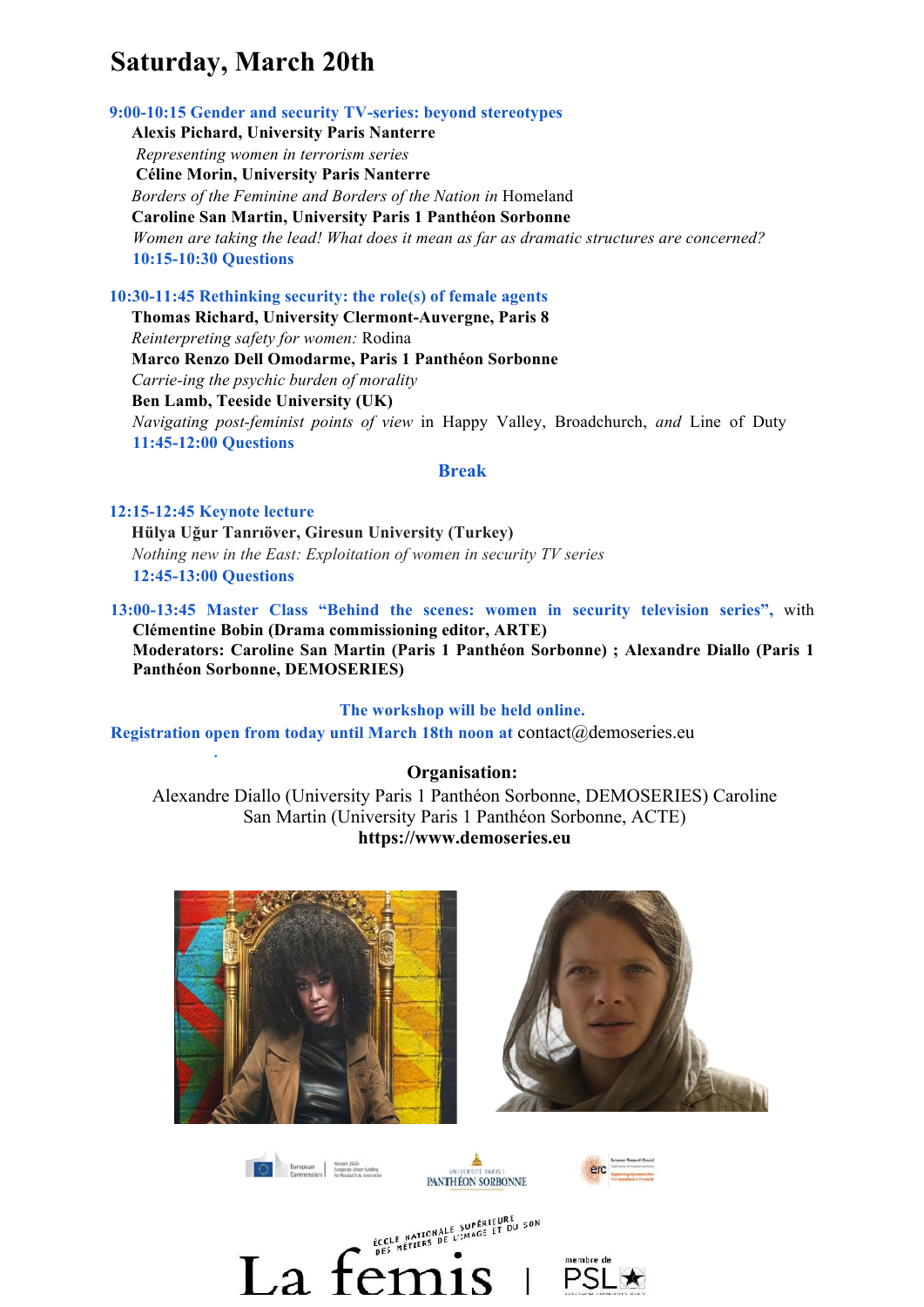# Saturday, March 20th

**9:00-10:15 Gender and security TV-series: beyond stereotypes**

**Alexis Pichard, University Paris Nanterre**

*Representing women in terrorism series*

**Céline Morin, University Paris Nanterre**

*Borders of the Feminine and Borders of the Nation in* Homeland

**Caroline San Martin, University Paris 1 Panthéon Sorbonne**

*Women are taking the lead! What does it mean as far as dramatic structures are concerned?*

**10:15-10:30 Questions**

**10:30-11:45 Rethinking security: the role(s) of female agents**

**Thomas Richard, University Clermont-Auvergne, Paris 8**

*Reinterpreting safety for women:* Rodina

**Marco Renzo Dell Omodarme, Paris 1 Panthéon Sorbonne**

*Carrie-ing the psychic burden of morality*

**Ben Lamb, Teeside University (UK)**

*Navigating post-feminist points of view* in Happy Valley, Broadchurch, *and* Line of Duty

**11:45-12:00 Questions**

**Break**

**12:15-12:45 Keynote lecture**

**Hülya Uğur Tanrıöver, Giresun University (Turkey)**

*Nothing new in the East: Exploitation of women in security TV series*

**12:45-13:00 Questions**

**13:00-13:45 Master Class "Behind the scenes: women in security television series",** with **Clémentine Bobin (Drama commissioning editor, ARTE)**

**Moderators: Caroline San Martin (Paris 1 Panthéon Sorbonne) ; Alexandre Diallo (Paris 1 Panthéon Sorbonne, DEMOSERIES)**

**The workshop will be held online.**

**Registration open from today until March 18th noon at** contact@demoseries.eu

**Organisation:**

Alexandre Diallo (University Paris 1 Panthéon Sorbonne, DEMOSERIES) Caroline San Martin (University Paris 1 Panthéon Sorbonne, ACTE)

**https://www.demoseries.eu**